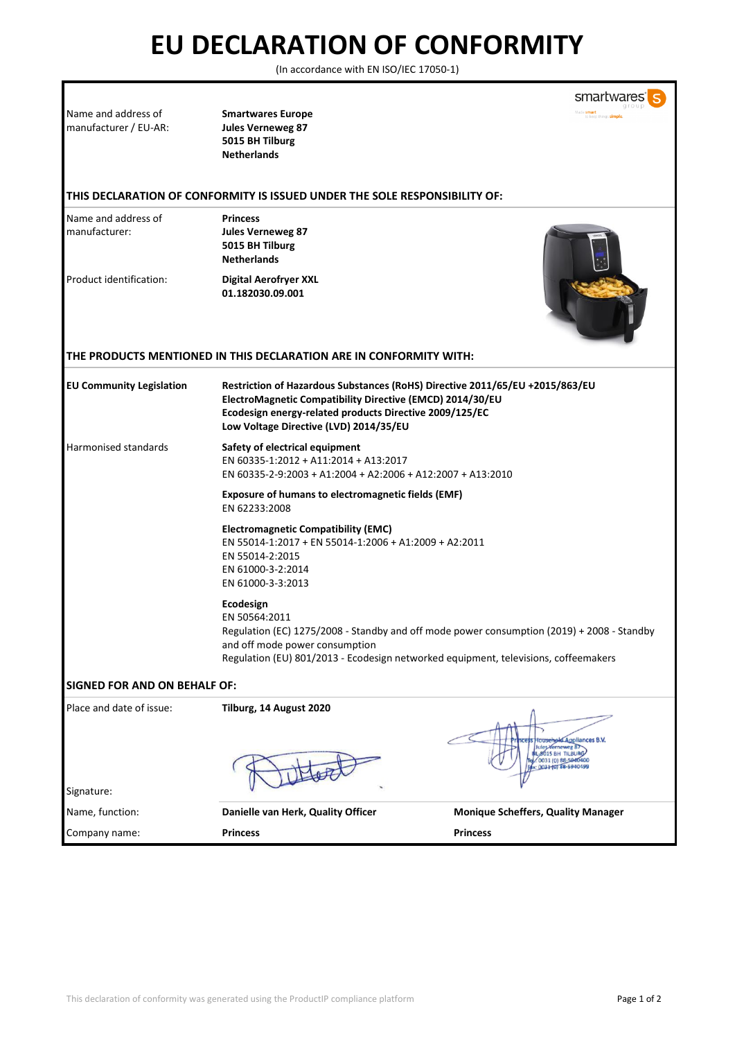# EU DECLARATION OF CONFORMITY

(In accordance with EN ISO/IEC 17050-1)

| | |
|---|---|
| Name and address of manufacturer / EU-AR: | **Smartwares Europe**<br>**Jules Verneweg 87**<br>**5015 BH Tilburg**<br>**Netherlands** |

**THIS DECLARATION OF CONFORMITY IS ISSUED UNDER THE SOLE RESPONSIBILITY OF:**

| | |
|---|---|
| Name and address of manufacturer: | **Princess**<br>**Jules Verneweg 87**<br>**5015 BH Tilburg**<br>**Netherlands** |
| Product identification: | **Digital Aerofryer XXL**<br>**01.182030.09.001** |

**THE PRODUCTS MENTIONED IN THIS DECLARATION ARE IN CONFORMITY WITH:**

| | |
|---|---|
| **EU Community Legislation** | **Restriction of Hazardous Substances (RoHS) Directive 2011/65/EU +2015/863/EU**<br>**ElectroMagnetic Compatibility Directive (EMCD) 2014/30/EU**<br>**Ecodesign energy-related products Directive 2009/125/EC**<br>**Low Voltage Directive (LVD) 2014/35/EU** |
| Harmonised standards | **Safety of electrical equipment**<br>EN 60335-1:2012 + A11:2014 + A13:2017<br>EN 60335-2-9:2003 + A1:2004 + A2:2006 + A12:2007 + A13:2010<br><br>**Exposure of humans to electromagnetic fields (EMF)**<br>EN 62233:2008<br><br>**Electromagnetic Compatibility (EMC)**<br>EN 55014-1:2017 + EN 55014-1:2006 + A1:2009 + A2:2011<br>EN 55014-2:2015<br>EN 61000-3-2:2014<br>EN 61000-3-3:2013<br><br>**Ecodesign**<br>EN 50564:2011<br>Regulation (EC) 1275/2008 - Standby and off mode power consumption (2019) + 2008 - Standby and off mode power consumption<br>Regulation (EU) 801/2013 - Ecodesign networked equipment, televisions, coffeemakers |

**SIGNED FOR AND ON BEHALF OF:**

| | | |
|---|---|---|
| Place and date of issue: | **Tilburg, 14 August 2020** | |
| Signature: | | Princess Household Appliances B.V.<br>Jules Verneweg 87<br>NL-5015 BH TILBURG<br>Tel. 0031 (0) 88-5940400<br>Fax: 0031 (0) 88-5940499 |
| Name, function: | **Danielle van Herk, Quality Officer** | **Monique Scheffers, Quality Manager** |
| Company name: | **Princess** | **Princess** |

This declaration of conformity was generated using the ProductIP compliance platform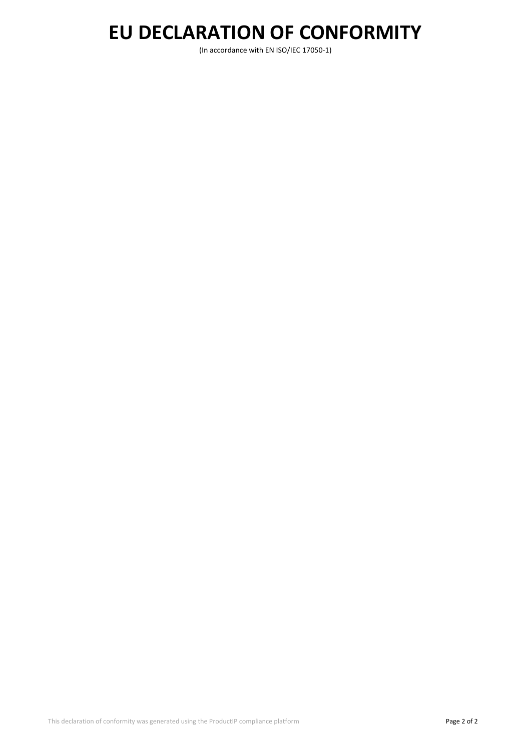# EU DECLARATION OF CONFORMITY

(In accordance with EN ISO/IEC 17050-1)